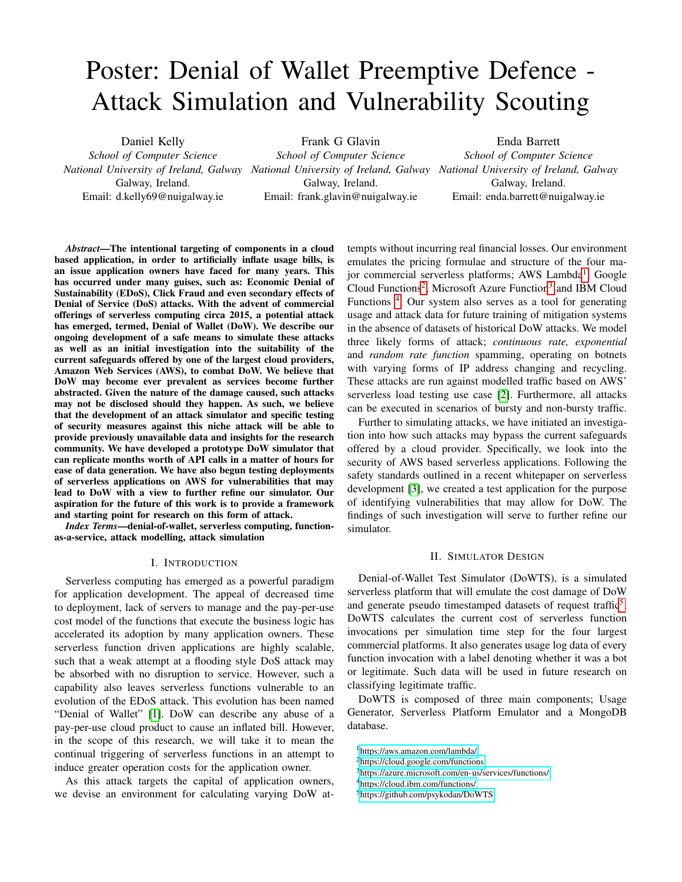# Poster: Denial of Wallet Preemptive Defence - Attack Simulation and Vulnerability Scouting

Daniel Kelly
*School of Computer Science*
*National University of Ireland, Galway*
Galway, Ireland.
Email: d.kelly69@nuigalway.ie

Frank G Glavin
*School of Computer Science*
*National University of Ireland, Galway*
Galway, Ireland.
Email: frank.glavin@nuigalway.ie

Enda Barrett
*School of Computer Science*
*National University of Ireland, Galway*
Galway, Ireland.
Email: enda.barrett@nuigalway.ie

***Abstract*—The intentional targeting of components in a cloud based application, in order to artificially inflate usage bills, is an issue application owners have faced for many years. This has occurred under many guises, such as: Economic Denial of Sustainability (EDoS), Click Fraud and even secondary effects of Denial of Service (DoS) attacks. With the advent of commercial offerings of serverless computing circa 2015, a potential attack has emerged, termed, Denial of Wallet (DoW). We describe our ongoing development of a safe means to simulate these attacks as well as an initial investigation into the suitability of the current safeguards offered by one of the largest cloud providers, Amazon Web Services (AWS), to combat DoW. We believe that DoW may become ever prevalent as services become further abstracted. Given the nature of the damage caused, such attacks may not be disclosed should they happen. As such, we believe that the development of an attack simulator and specific testing of security measures against this niche attack will be able to provide previously unavailable data and insights for the research community. We have developed a prototype DoW simulator that can replicate months worth of API calls in a matter of hours for ease of data generation. We have also begun testing deployments of serverless applications on AWS for vulnerabilities that may lead to DoW with a view to further refine our simulator. Our aspiration for the future of this work is to provide a framework and starting point for research on this form of attack.**

***Index Terms*—denial-of-wallet, serverless computing, function-as-a-service, attack modelling, attack simulation**

## I. Introduction

Serverless computing has emerged as a powerful paradigm for application development. The appeal of decreased time to deployment, lack of servers to manage and the pay-per-use cost model of the functions that execute the business logic has accelerated its adoption by many application owners. These serverless function driven applications are highly scalable, such that a weak attempt at a flooding style DoS attack may be absorbed with no disruption to service. However, such a capability also leaves serverless functions vulnerable to an evolution of the EDoS attack. This evolution has been named "Denial of Wallet" [1]. DoW can describe any abuse of a pay-per-use cloud product to cause an inflated bill. However, in the scope of this research, we will take it to mean the continual triggering of serverless functions in an attempt to induce greater operation costs for the application owner.

As this attack targets the capital of application owners, we devise an environment for calculating varying DoW attempts without incurring real financial losses. Our environment emulates the pricing formulae and structure of the four major commercial serverless platforms; AWS Lambda[1], Google Cloud Functions[2], Microsoft Azure Function[3] and IBM Cloud Functions [4]. Our system also serves as a tool for generating usage and attack data for future training of mitigation systems in the absence of datasets of historical DoW attacks. We model three likely forms of attack; *continuous rate, exponential* and *random rate function* spamming, operating on botnets with varying forms of IP address changing and recycling. These attacks are run against modelled traffic based on AWS' serverless load testing use case [2]. Furthermore, all attacks can be executed in scenarios of bursty and non-bursty traffic.

Further to simulating attacks, we have initiated an investigation into how such attacks may bypass the current safeguards offered by a cloud provider. Specifically, we look into the security of AWS based serverless applications. Following the safety standards outlined in a recent whitepaper on serverless development [3], we created a test application for the purpose of identifying vulnerabilities that may allow for DoW. The findings of such investigation will serve to further refine our simulator.

## II. Simulator Design

Denial-of-Wallet Test Simulator (DoWTS), is a simulated serverless platform that will emulate the cost damage of DoW and generate pseudo timestamped datasets of request traffic[5]. DoWTS calculates the current cost of serverless function invocations per simulation time step for the four largest commercial platforms. It also generates usage log data of every function invocation with a label denoting whether it was a bot or legitimate. Such data will be used in future research on classifying legitimate traffic.

DoWTS is composed of three main components; Usage Generator, Serverless Platform Emulator and a MongoDB database.

[1] https://aws.amazon.com/lambda/
[2] https://cloud.google.com/functions
[3] https://azure.microsoft.com/en-us/services/functions/
[4] https://cloud.ibm.com/functions/
[5] https://github.com/psykodan/DoWTS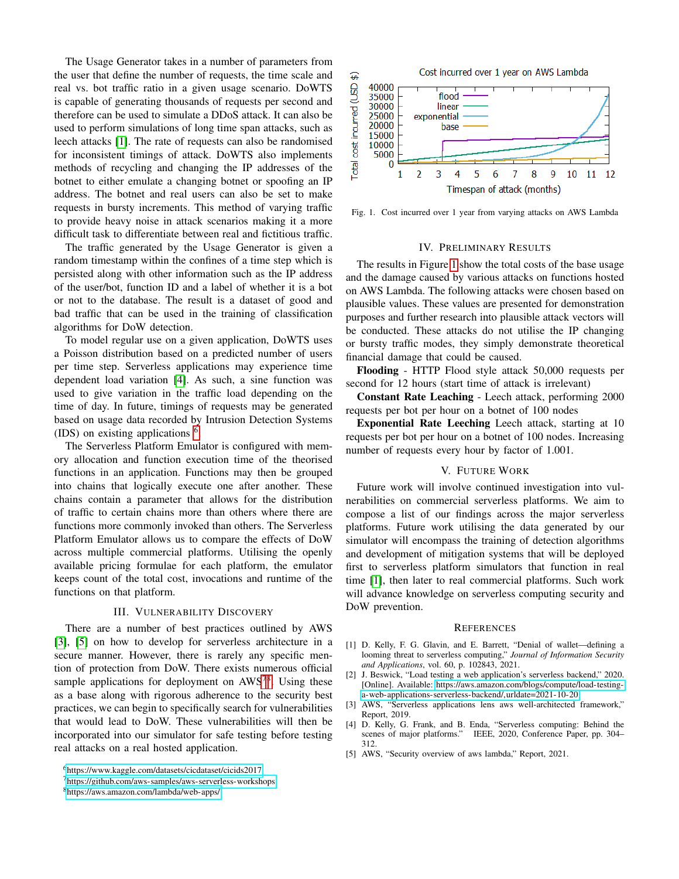The Usage Generator takes in a number of parameters from the user that define the number of requests, the time scale and real vs. bot traffic ratio in a given usage scenario. DoWTS is capable of generating thousands of requests per second and therefore can be used to simulate a DDoS attack. It can also be used to perform simulations of long time span attacks, such as leech attacks [1]. The rate of requests can also be randomised for inconsistent timings of attack. DoWTS also implements methods of recycling and changing the IP addresses of the botnet to either emulate a changing botnet or spoofing an IP address. The botnet and real users can also be set to make requests in bursty increments. This method of varying traffic to provide heavy noise in attack scenarios making it a more difficult task to differentiate between real and fictitious traffic.

The traffic generated by the Usage Generator is given a random timestamp within the confines of a time step which is persisted along with other information such as the IP address of the user/bot, function ID and a label of whether it is a bot or not to the database. The result is a dataset of good and bad traffic that can be used in the training of classification algorithms for DoW detection.

To model regular use on a given application, DoWTS uses a Poisson distribution based on a predicted number of users per time step. Serverless applications may experience time dependent load variation [4]. As such, a sine function was used to give variation in the traffic load depending on the time of day. In future, timings of requests may be generated based on usage data recorded by Intrusion Detection Systems (IDS) on existing applications [6].

The Serverless Platform Emulator is configured with memory allocation and function execution time of the theorised functions in an application. Functions may then be grouped into chains that logically execute one after another. These chains contain a parameter that allows for the distribution of traffic to certain chains more than others where there are functions more commonly invoked than others. The Serverless Platform Emulator allows us to compare the effects of DoW across multiple commercial platforms. Utilising the openly available pricing formulae for each platform, the emulator keeps count of the total cost, invocations and runtime of the functions on that platform.

## III. Vulnerability Discovery

There are a number of best practices outlined by AWS [3], [5] on how to develop for serverless architecture in a secure manner. However, there is rarely any specific mention of protection from DoW. There exists numerous official sample applications for deployment on AWS[7][8]. Using these as a base along with rigorous adherence to the security best practices, we can begin to specifically search for vulnerabilities that would lead to DoW. These vulnerabilities will then be incorporated into our simulator for safe testing before testing real attacks on a real hosted application.

[6] https://www.kaggle.com/datasets/cicdataset/cicids2017

[7] https://github.com/aws-samples/aws-serverless-workshops

[8] https://aws.amazon.com/lambda/web-apps/

Cost incurred over 1 year on AWS Lambda

Total cost incurred (USD $)

40000
35000
30000
25000
20000
15000
10000
5000
0

flood
linear
exponential
base

1 2 3 4 5 6 7 8 9 10 11 12

Timespan of attack (months)

Fig. 1. Cost incurred over 1 year from varying attacks on AWS Lambda

## IV. Preliminary Results

The results in Figure 1 show the total costs of the base usage and the damage caused by various attacks on functions hosted on AWS Lambda. The following attacks were chosen based on plausible values. These values are presented for demonstration purposes and further research into plausible attack vectors will be conducted. These attacks do not utilise the IP changing or bursty traffic modes, they simply demonstrate theoretical financial damage that could be caused.

**Flooding** - HTTP Flood style attack 50,000 requests per second for 12 hours (start time of attack is irrelevant)

**Constant Rate Leaching** - Leech attack, performing 2000 requests per bot per hour on a botnet of 100 nodes

**Exponential Rate Leeching** Leech attack, starting at 10 requests per bot per hour on a botnet of 100 nodes. Increasing number of requests every hour by factor of 1.001.

## V. Future Work

Future work will involve continued investigation into vulnerabilities on commercial serverless platforms. We aim to compose a list of our findings across the major serverless platforms. Future work utilising the data generated by our simulator will encompass the training of detection algorithms and development of mitigation systems that will be deployed first to serverless platform simulators that function in real time [1], then later to real commercial platforms. Such work will advance knowledge on serverless computing security and DoW prevention.

## References

[1] D. Kelly, F. G. Glavin, and E. Barrett, "Denial of wallet—defining a looming threat to serverless computing," *Journal of Information Security and Applications*, vol. 60, p. 102843, 2021.

[2] J. Beswick, "Load testing a web application's serverless backend," 2020. [Online]. Available: https://aws.amazon.com/blogs/compute/load-testing-a-web-applications-serverless-backend/,urldate=2021-10-20

[3] AWS, "Serverless applications lens aws well-architected framework," Report, 2019.

[4] D. Kelly, G. Frank, and B. Enda, "Serverless computing: Behind the scenes of major platforms." IEEE, 2020, Conference Paper, pp. 304–312.

[5] AWS, "Security overview of aws lambda," Report, 2021.